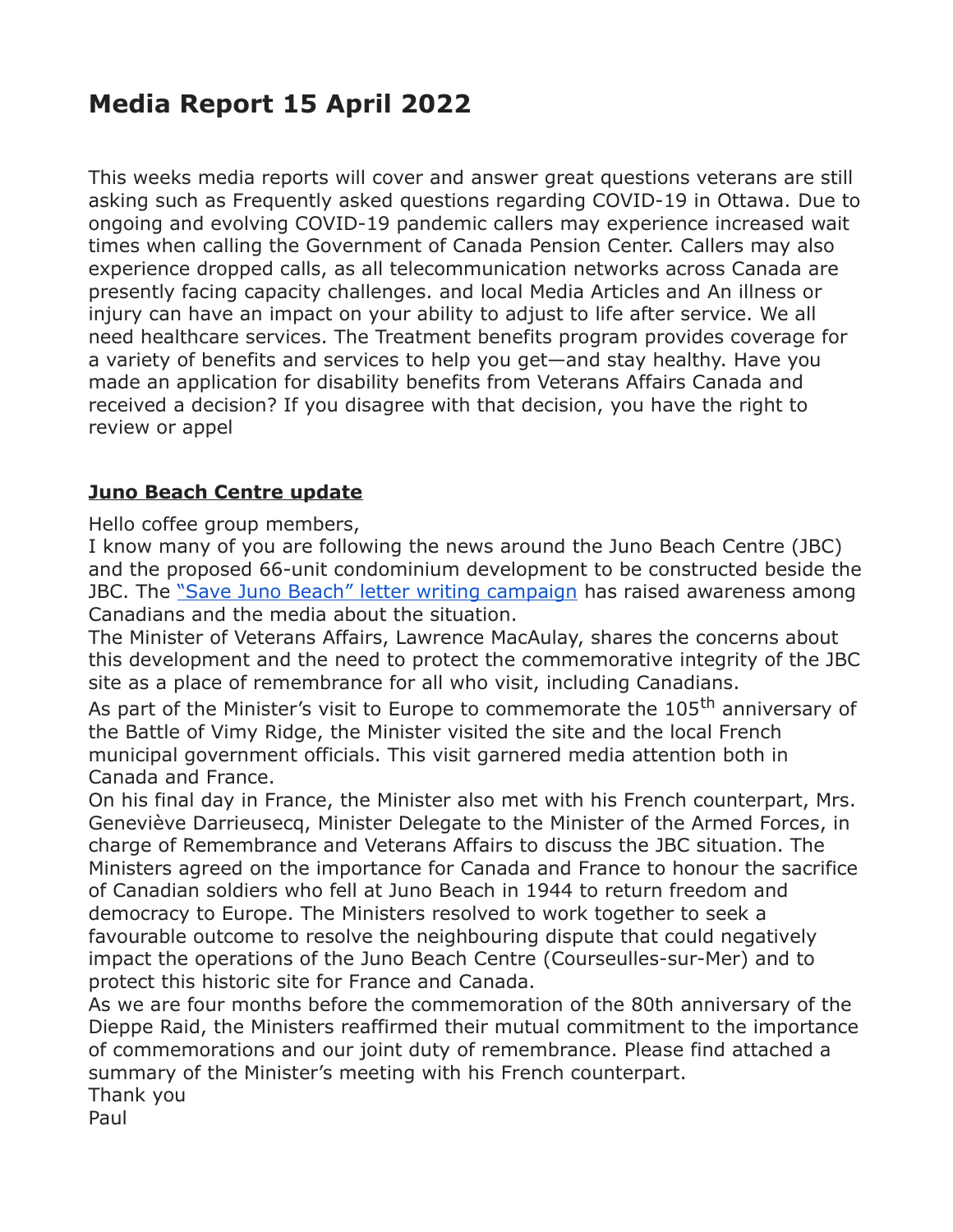# Media Report 15 April 2022

This weeks media reports will cover and answer great questions veterans are still asking such as Frequently asked questions regarding COVID-19 in Ottawa. Due to ongoing and evolving COVID-19 pandemic callers may experience increased wait times when calling the Government of Canada Pension Center. Callers may also experience dropped calls, as all telecommunication networks across Canada are presently facing capacity challenges. and local Media Articles and An illness or injury can have an impact on your ability to adjust to life after service. We all need healthcare services. The Treatment benefits program provides coverage for a variety of benefits and services to help you get—and stay healthy. Have you made an application for disability benefits from Veterans Affairs Canada and received a decision? If you disagree with that decision, you have the right to review or appel

## Juno Beach Centre update

Hello coffee group members,

I know many of you are following the news around the Juno Beach Centre (JBC) and the proposed 66-unit condominium development to be constructed beside the JBC. The "Save Juno Beach" letter writing campaign has raised awareness among Canadians and the media about the situation.

The Minister of Veterans Affairs, Lawrence MacAulay, shares the concerns about this development and the need to protect the commemorative integrity of the JBC site as a place of remembrance for all who visit, including Canadians.

As part of the Minister's visit to Europe to commemorate the 105th anniversary of the Battle of Vimy Ridge, the Minister visited the site and the local French municipal government officials. This visit garnered media attention both in Canada and France.

On his final day in France, the Minister also met with his French counterpart, Mrs. Geneviève Darrieusecq, Minister Delegate to the Minister of the Armed Forces, in charge of Remembrance and Veterans Affairs to discuss the JBC situation. The Ministers agreed on the importance for Canada and France to honour the sacrifice of Canadian soldiers who fell at Juno Beach in 1944 to return freedom and democracy to Europe. The Ministers resolved to work together to seek a favourable outcome to resolve the neighbouring dispute that could negatively impact the operations of the Juno Beach Centre (Courseulles-sur-Mer) and to protect this historic site for France and Canada.

As we are four months before the commemoration of the 80th anniversary of the Dieppe Raid, the Ministers reaffirmed their mutual commitment to the importance of commemorations and our joint duty of remembrance. Please find attached a summary of the Minister's meeting with his French counterpart.

Thank you

Paul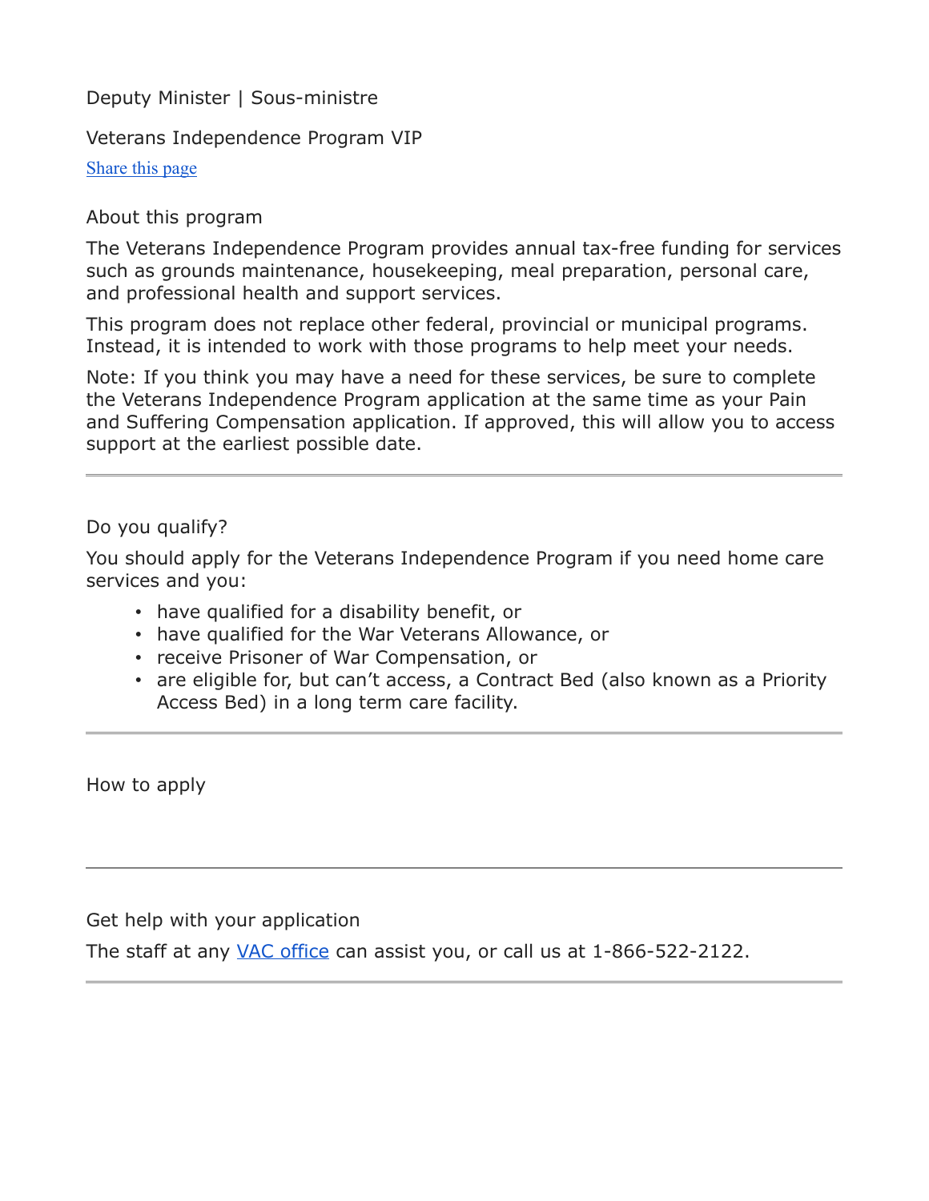Deputy Minister | Sous-ministre

# Veterans Independence Program VIP

[Share this page]

## About this program

The Veterans Independence Program provides annual tax-free funding for services such as grounds maintenance, housekeeping, meal preparation, personal care, and professional health and support services.

This program does not replace other federal, provincial or municipal programs. Instead, it is intended to work with those programs to help meet your needs.

Note: If you think you may have a need for these services, be sure to complete the Veterans Independence Program application at the same time as your Pain and Suffering Compensation application. If approved, this will allow you to access support at the earliest possible date.

---

## Do you qualify?

You should apply for the Veterans Independence Program if you need home care services and you:

- have qualified for a disability benefit, or
- have qualified for the War Veterans Allowance, or
- receive Prisoner of War Compensation, or
- are eligible for, but can't access, a Contract Bed (also known as a Priority Access Bed) in a long term care facility.

---

## How to apply

---

## Get help with your application

The staff at any VAC office can assist you, or call us at 1-866-522-2122.

---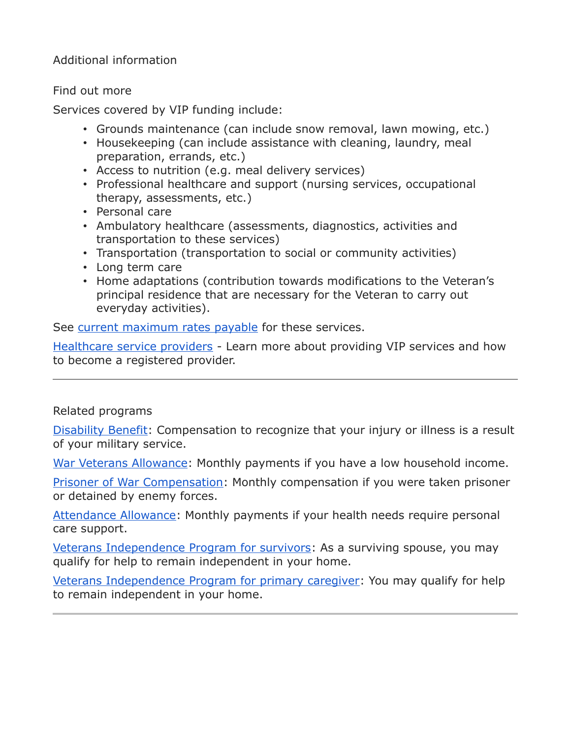## Additional information

### Find out more

Services covered by VIP funding include:

- Grounds maintenance (can include snow removal, lawn mowing, etc.)
- Housekeeping (can include assistance with cleaning, laundry, meal preparation, errands, etc.)
- Access to nutrition (e.g. meal delivery services)
- Professional healthcare and support (nursing services, occupational therapy, assessments, etc.)
- Personal care
- Ambulatory healthcare (assessments, diagnostics, activities and transportation to these services)
- Transportation (transportation to social or community activities)
- Long term care
- Home adaptations (contribution towards modifications to the Veteran's principal residence that are necessary for the Veteran to carry out everyday activities).

See current maximum rates payable for these services.

Healthcare service providers - Learn more about providing VIP services and how to become a registered provider.

---

### Related programs

Disability Benefit: Compensation to recognize that your injury or illness is a result of your military service.

War Veterans Allowance: Monthly payments if you have a low household income.

Prisoner of War Compensation: Monthly compensation if you were taken prisoner or detained by enemy forces.

Attendance Allowance: Monthly payments if your health needs require personal care support.

Veterans Independence Program for survivors: As a surviving spouse, you may qualify for help to remain independent in your home.

Veterans Independence Program for primary caregiver: You may qualify for help to remain independent in your home.

---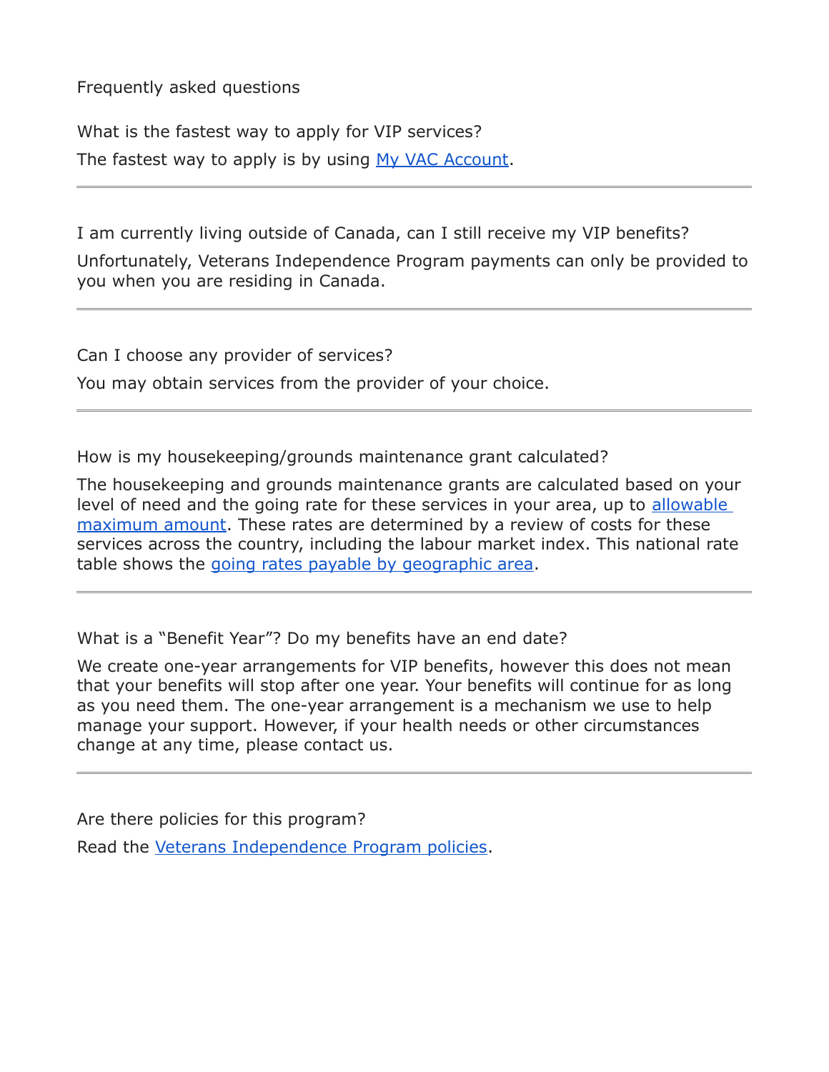## Frequently asked questions

### What is the fastest way to apply for VIP services?

The fastest way to apply is by using [My VAC Account].

---

### I am currently living outside of Canada, can I still receive my VIP benefits?

Unfortunately, Veterans Independence Program payments can only be provided to you when you are residing in Canada.

---

### Can I choose any provider of services?

You may obtain services from the provider of your choice.

---

### How is my housekeeping/grounds maintenance grant calculated?

The housekeeping and grounds maintenance grants are calculated based on your level of need and the going rate for these services in your area, up to [allowable maximum amount]. These rates are determined by a review of costs for these services across the country, including the labour market index. This national rate table shows the [going rates payable by geographic area].

---

### What is a “Benefit Year”? Do my benefits have an end date?

We create one-year arrangements for VIP benefits, however this does not mean that your benefits will stop after one year. Your benefits will continue for as long as you need them. The one-year arrangement is a mechanism we use to help manage your support. However, if your health needs or other circumstances change at any time, please contact us.

---

### Are there policies for this program?

Read the [Veterans Independence Program policies].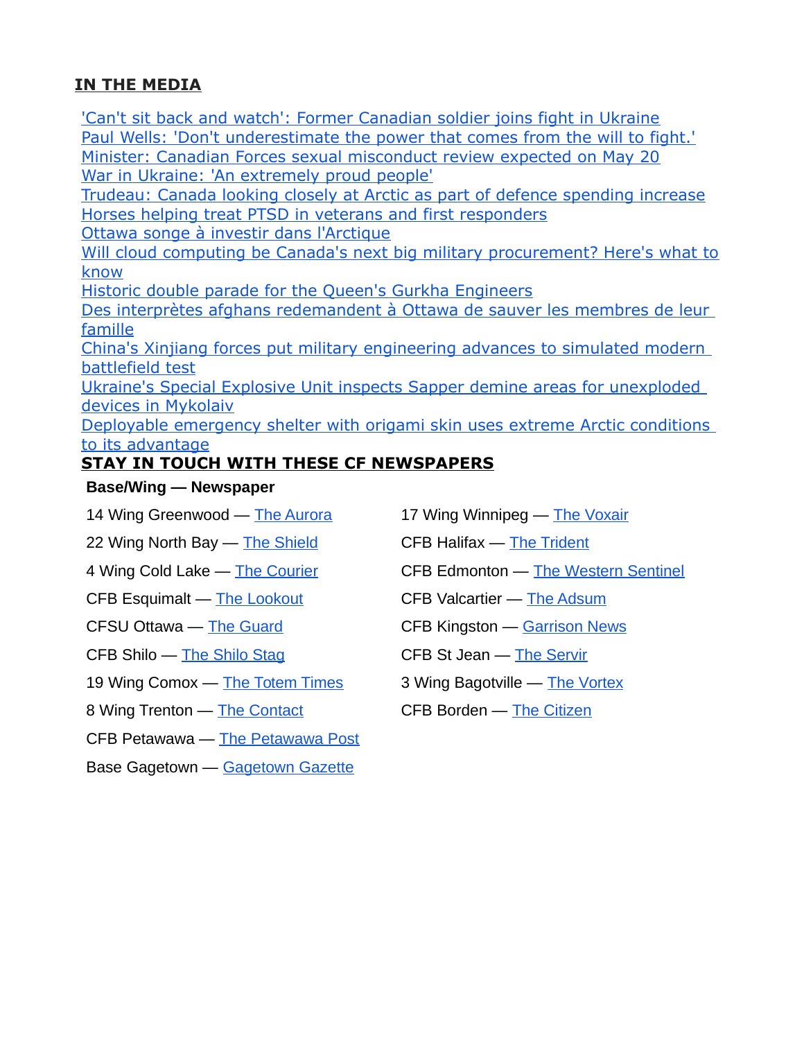## IN THE MEDIA

- 'Can't sit back and watch': Former Canadian soldier joins fight in Ukraine
- Paul Wells: 'Don't underestimate the power that comes from the will to fight.'
- Minister: Canadian Forces sexual misconduct review expected on May 20
- War in Ukraine: 'An extremely proud people'
- Trudeau: Canada looking closely at Arctic as part of defence spending increase
- Horses helping treat PTSD in veterans and first responders
- Ottawa songe à investir dans l'Arctique
- Will cloud computing be Canada's next big military procurement? Here's what to know
- Historic double parade for the Queen's Gurkha Engineers
- Des interprètes afghans redemandent à Ottawa de sauver les membres de leur famille
- China's Xinjiang forces put military engineering advances to simulated modern battlefield test
- Ukraine's Special Explosive Unit inspects Sapper demine areas for unexploded devices in Mykolaiv
- Deployable emergency shelter with origami skin uses extreme Arctic conditions to its advantage

## STAY IN TOUCH WITH THESE CF NEWSPAPERS

**Base/Wing — Newspaper**

- 14 Wing Greenwood — The Aurora
- 22 Wing North Bay — The Shield
- 4 Wing Cold Lake — The Courier
- CFB Esquimalt — The Lookout
- CFSU Ottawa — The Guard
- CFB Shilo — The Shilo Stag
- 19 Wing Comox — The Totem Times
- 8 Wing Trenton — The Contact
- CFB Petawawa — The Petawawa Post
- Base Gagetown — Gagetown Gazette
- 17 Wing Winnipeg — The Voxair
- CFB Halifax — The Trident
- CFB Edmonton — The Western Sentinel
- CFB Valcartier — The Adsum
- CFB Kingston — Garrison News
- CFB St Jean — The Servir
- 3 Wing Bagotville — The Vortex
- CFB Borden — The Citizen